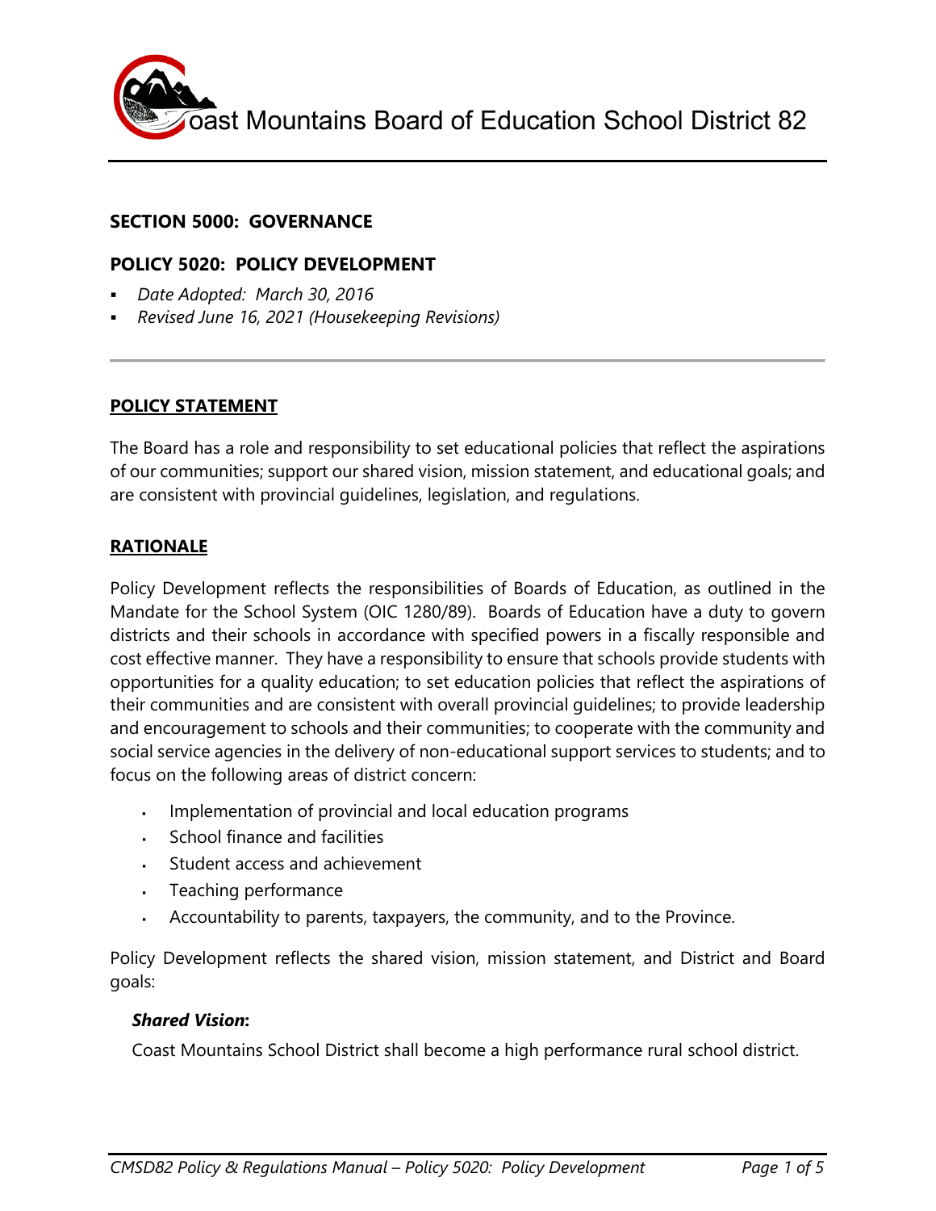Coast Mountains Board of Education School District 82

## SECTION 5000: GOVERNANCE

## POLICY 5020: POLICY DEVELOPMENT

- *Date Adopted: March 30, 2016*
- *Revised June 16, 2021 (Housekeeping Revisions)*

---

### POLICY STATEMENT

The Board has a role and responsibility to set educational policies that reflect the aspirations of our communities; support our shared vision, mission statement, and educational goals; and are consistent with provincial guidelines, legislation, and regulations.

### RATIONALE

Policy Development reflects the responsibilities of Boards of Education, as outlined in the Mandate for the School System (OIC 1280/89). Boards of Education have a duty to govern districts and their schools in accordance with specified powers in a fiscally responsible and cost effective manner. They have a responsibility to ensure that schools provide students with opportunities for a quality education; to set education policies that reflect the aspirations of their communities and are consistent with overall provincial guidelines; to provide leadership and encouragement to schools and their communities; to cooperate with the community and social service agencies in the delivery of non-educational support services to students; and to focus on the following areas of district concern:

- Implementation of provincial and local education programs
- School finance and facilities
- Student access and achievement
- Teaching performance
- Accountability to parents, taxpayers, the community, and to the Province.

Policy Development reflects the shared vision, mission statement, and District and Board goals:

***Shared Vision*:**

Coast Mountains School District shall become a high performance rural school district.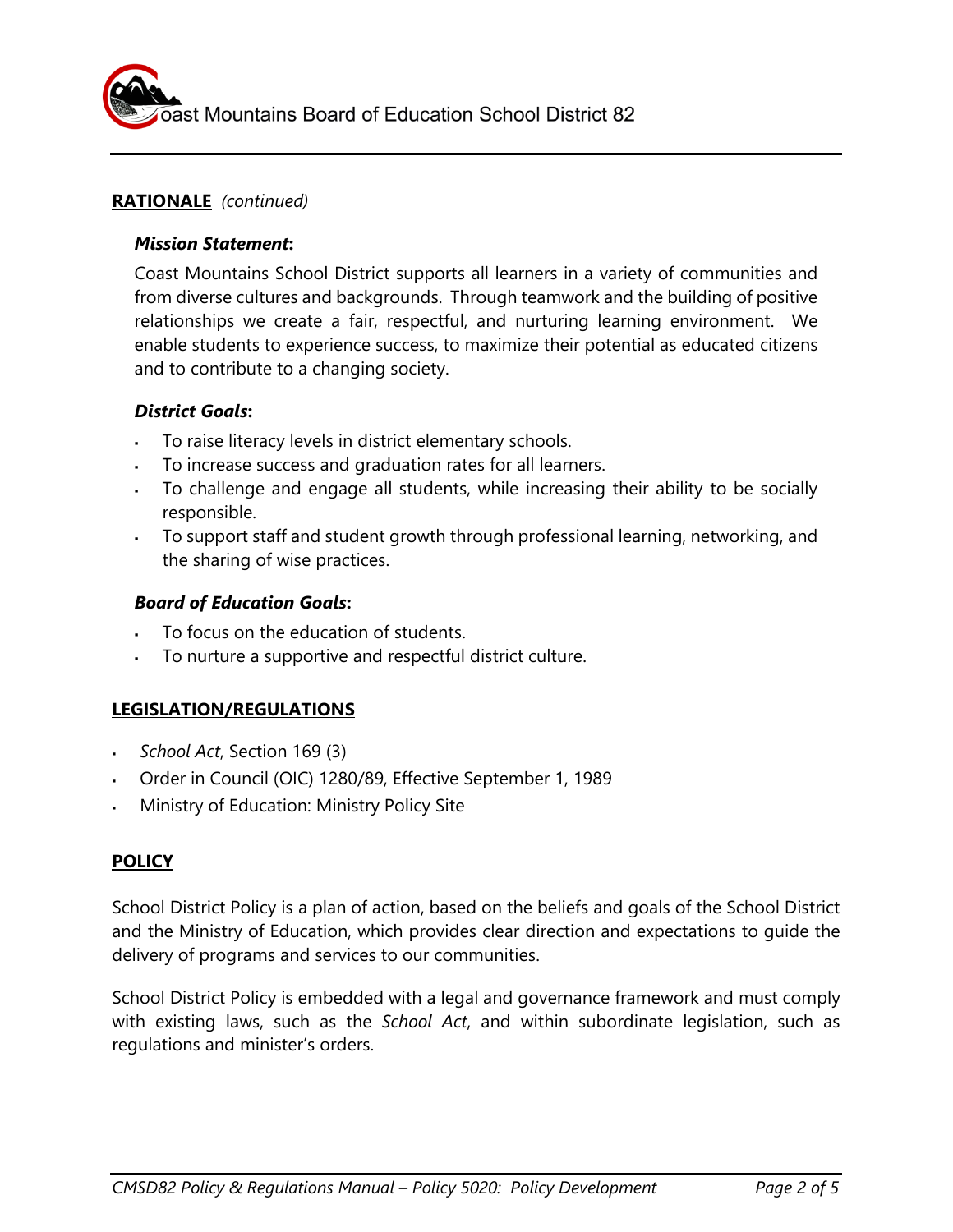## **RATIONALE** *(continued)*

### ***Mission Statement*:**

Coast Mountains School District supports all learners in a variety of communities and from diverse cultures and backgrounds. Through teamwork and the building of positive relationships we create a fair, respectful, and nurturing learning environment. We enable students to experience success, to maximize their potential as educated citizens and to contribute to a changing society.

### ***District Goals*:**

- To raise literacy levels in district elementary schools.
- To increase success and graduation rates for all learners.
- To challenge and engage all students, while increasing their ability to be socially responsible.
- To support staff and student growth through professional learning, networking, and the sharing of wise practices.

### ***Board of Education Goals*:**

- To focus on the education of students.
- To nurture a supportive and respectful district culture.

## **LEGISLATION/REGULATIONS**

- *School Act*, Section 169 (3)
- Order in Council (OIC) 1280/89, Effective September 1, 1989
- Ministry of Education: Ministry Policy Site

## **POLICY**

School District Policy is a plan of action, based on the beliefs and goals of the School District and the Ministry of Education, which provides clear direction and expectations to guide the delivery of programs and services to our communities.

School District Policy is embedded with a legal and governance framework and must comply with existing laws, such as the *School Act*, and within subordinate legislation, such as regulations and minister's orders.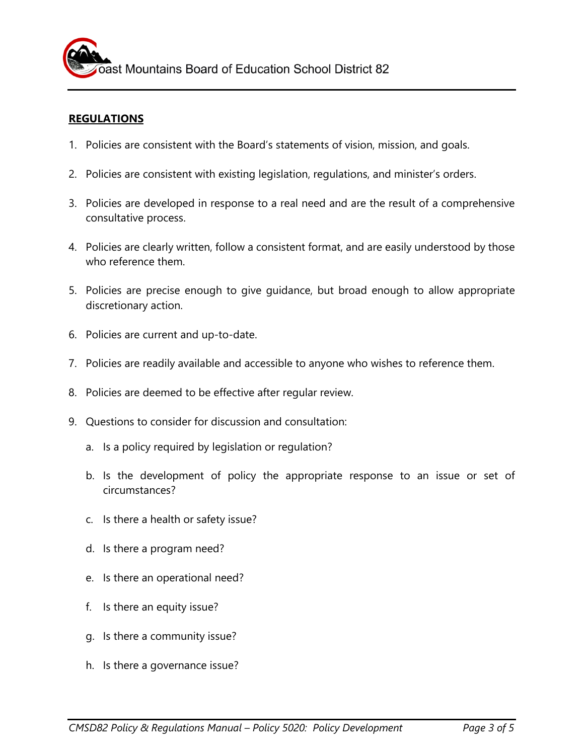## REGULATIONS

1. Policies are consistent with the Board's statements of vision, mission, and goals.

2. Policies are consistent with existing legislation, regulations, and minister's orders.

3. Policies are developed in response to a real need and are the result of a comprehensive consultative process.

4. Policies are clearly written, follow a consistent format, and are easily understood by those who reference them.

5. Policies are precise enough to give guidance, but broad enough to allow appropriate discretionary action.

6. Policies are current and up-to-date.

7. Policies are readily available and accessible to anyone who wishes to reference them.

8. Policies are deemed to be effective after regular review.

9. Questions to consider for discussion and consultation:

    a. Is a policy required by legislation or regulation?

    b. Is the development of policy the appropriate response to an issue or set of circumstances?

    c. Is there a health or safety issue?

    d. Is there a program need?

    e. Is there an operational need?

    f. Is there an equity issue?

    g. Is there a community issue?

    h. Is there a governance issue?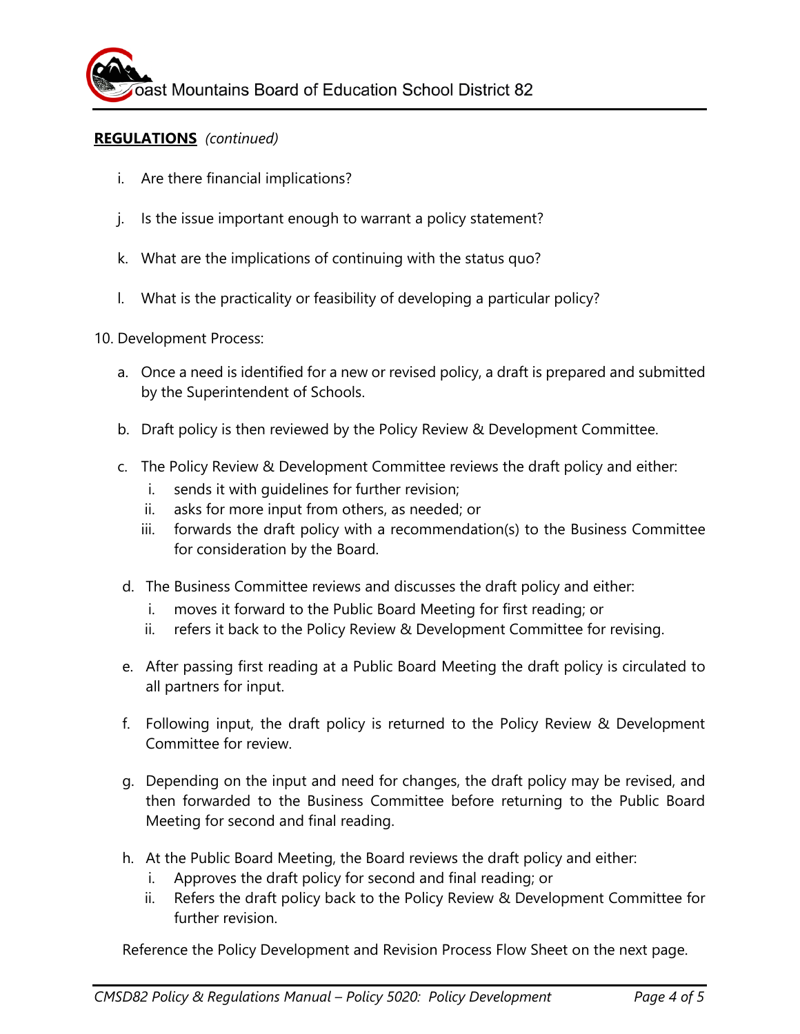**REGULATIONS** *(continued)*

i. Are there financial implications?

j. Is the issue important enough to warrant a policy statement?

k. What are the implications of continuing with the status quo?

l. What is the practicality or feasibility of developing a particular policy?

10. Development Process:

a. Once a need is identified for a new or revised policy, a draft is prepared and submitted by the Superintendent of Schools.

b. Draft policy is then reviewed by the Policy Review & Development Committee.

c. The Policy Review & Development Committee reviews the draft policy and either:
   i. sends it with guidelines for further revision;
   ii. asks for more input from others, as needed; or
   iii. forwards the draft policy with a recommendation(s) to the Business Committee for consideration by the Board.

d. The Business Committee reviews and discusses the draft policy and either:
   i. moves it forward to the Public Board Meeting for first reading; or
   ii. refers it back to the Policy Review & Development Committee for revising.

e. After passing first reading at a Public Board Meeting the draft policy is circulated to all partners for input.

f. Following input, the draft policy is returned to the Policy Review & Development Committee for review.

g. Depending on the input and need for changes, the draft policy may be revised, and then forwarded to the Business Committee before returning to the Public Board Meeting for second and final reading.

h. At the Public Board Meeting, the Board reviews the draft policy and either:
   i. Approves the draft policy for second and final reading; or
   ii. Refers the draft policy back to the Policy Review & Development Committee for further revision.

Reference the Policy Development and Revision Process Flow Sheet on the next page.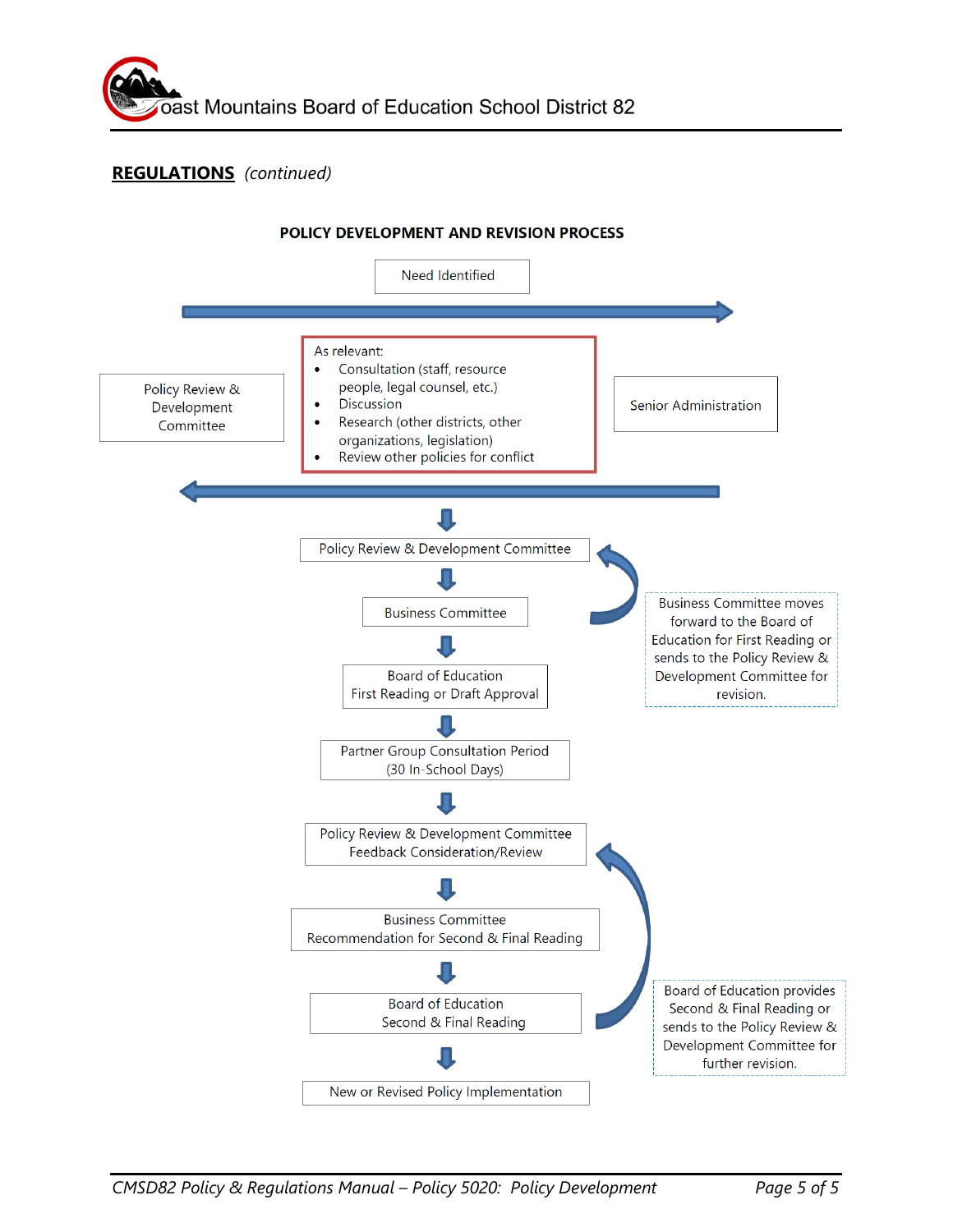**REGULATIONS** *(continued)*

**POLICY DEVELOPMENT AND REVISION PROCESS**

Need Identified

Policy Review & Development Committee

As relevant:

- Consultation (staff, resource people, legal counsel, etc.)
- Discussion
- Research (other districts, other organizations, legislation)
- Review other policies for conflict

Senior Administration

Policy Review & Development Committee

Business Committee

Business Committee moves forward to the Board of Education for First Reading or sends to the Policy Review & Development Committee for revision.

Board of Education
First Reading or Draft Approval

Partner Group Consultation Period
(30 In-School Days)

Policy Review & Development Committee
Feedback Consideration/Review

Business Committee
Recommendation for Second & Final Reading

Board of Education
Second & Final Reading

Board of Education provides Second & Final Reading or sends to the Policy Review & Development Committee for further revision.

New or Revised Policy Implementation